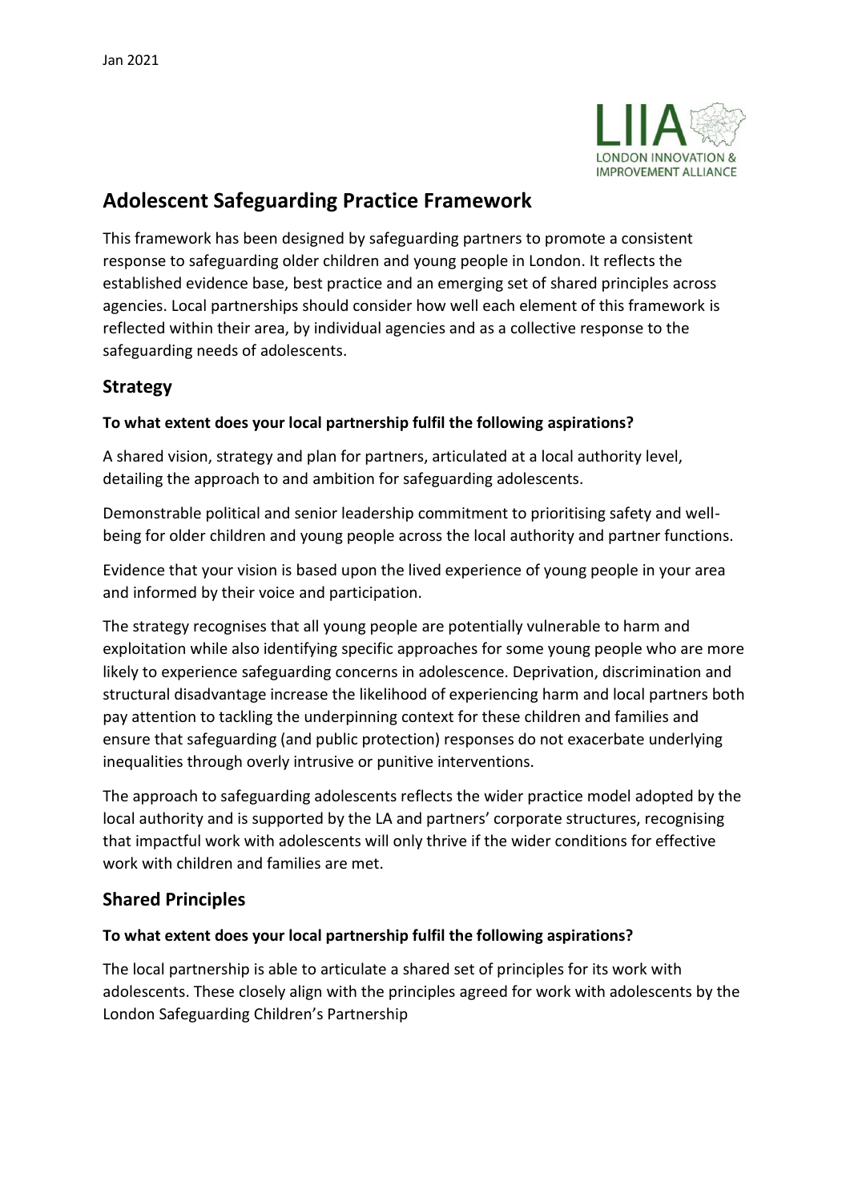Jan 2021

# Adolescent Safeguarding Practice Framework

This framework has been designed by safeguarding partners to promote a consistent response to safeguarding older children and young people in London. It reflects the established evidence base, best practice and an emerging set of shared principles across agencies. Local partnerships should consider how well each element of this framework is reflected within their area, by individual agencies and as a collective response to the safeguarding needs of adolescents.

## Strategy

**To what extent does your local partnership fulfil the following aspirations?**

A shared vision, strategy and plan for partners, articulated at a local authority level, detailing the approach to and ambition for safeguarding adolescents.

Demonstrable political and senior leadership commitment to prioritising safety and well-being for older children and young people across the local authority and partner functions.

Evidence that your vision is based upon the lived experience of young people in your area and informed by their voice and participation.

The strategy recognises that all young people are potentially vulnerable to harm and exploitation while also identifying specific approaches for some young people who are more likely to experience safeguarding concerns in adolescence. Deprivation, discrimination and structural disadvantage increase the likelihood of experiencing harm and local partners both pay attention to tackling the underpinning context for these children and families and ensure that safeguarding (and public protection) responses do not exacerbate underlying inequalities through overly intrusive or punitive interventions.

The approach to safeguarding adolescents reflects the wider practice model adopted by the local authority and is supported by the LA and partners' corporate structures, recognising that impactful work with adolescents will only thrive if the wider conditions for effective work with children and families are met.

## Shared Principles

**To what extent does your local partnership fulfil the following aspirations?**

The local partnership is able to articulate a shared set of principles for its work with adolescents. These closely align with the principles agreed for work with adolescents by the London Safeguarding Children's Partnership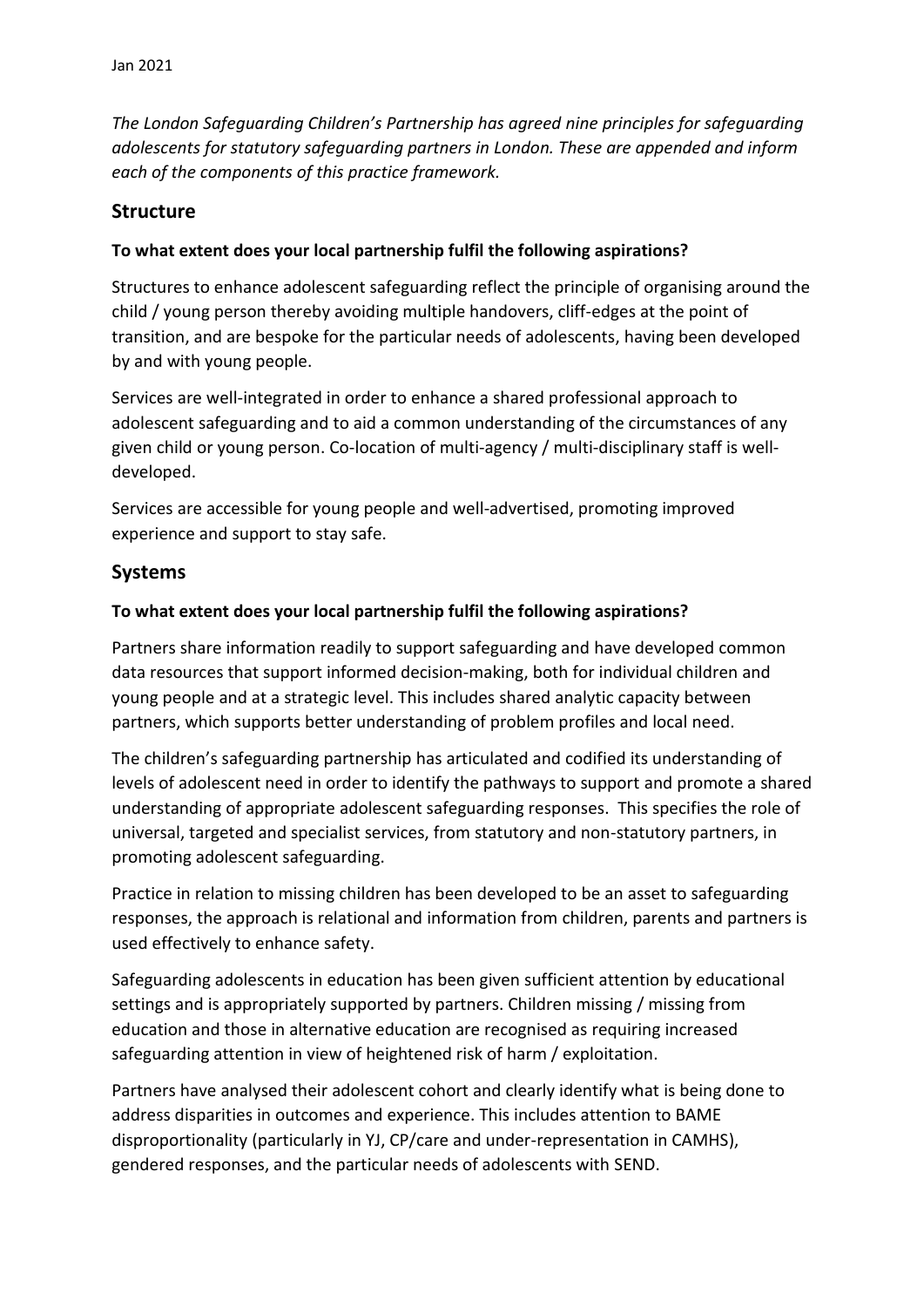Jan 2021

*The London Safeguarding Children's Partnership has agreed nine principles for safeguarding adolescents for statutory safeguarding partners in London. These are appended and inform each of the components of this practice framework.*

## Structure

**To what extent does your local partnership fulfil the following aspirations?**

Structures to enhance adolescent safeguarding reflect the principle of organising around the child / young person thereby avoiding multiple handovers, cliff-edges at the point of transition, and are bespoke for the particular needs of adolescents, having been developed by and with young people.

Services are well-integrated in order to enhance a shared professional approach to adolescent safeguarding and to aid a common understanding of the circumstances of any given child or young person. Co-location of multi-agency / multi-disciplinary staff is well-developed.

Services are accessible for young people and well-advertised, promoting improved experience and support to stay safe.

## Systems

**To what extent does your local partnership fulfil the following aspirations?**

Partners share information readily to support safeguarding and have developed common data resources that support informed decision-making, both for individual children and young people and at a strategic level. This includes shared analytic capacity between partners, which supports better understanding of problem profiles and local need.

The children's safeguarding partnership has articulated and codified its understanding of levels of adolescent need in order to identify the pathways to support and promote a shared understanding of appropriate adolescent safeguarding responses. This specifies the role of universal, targeted and specialist services, from statutory and non-statutory partners, in promoting adolescent safeguarding.

Practice in relation to missing children has been developed to be an asset to safeguarding responses, the approach is relational and information from children, parents and partners is used effectively to enhance safety.

Safeguarding adolescents in education has been given sufficient attention by educational settings and is appropriately supported by partners. Children missing / missing from education and those in alternative education are recognised as requiring increased safeguarding attention in view of heightened risk of harm / exploitation.

Partners have analysed their adolescent cohort and clearly identify what is being done to address disparities in outcomes and experience. This includes attention to BAME disproportionality (particularly in YJ, CP/care and under-representation in CAMHS), gendered responses, and the particular needs of adolescents with SEND.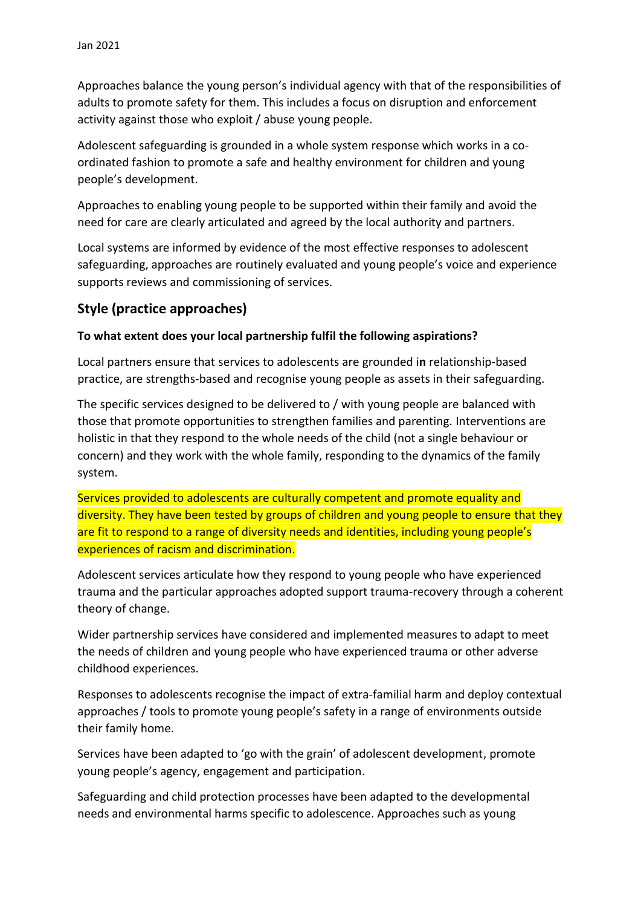Approaches balance the young person's individual agency with that of the responsibilities of adults to promote safety for them. This includes a focus on disruption and enforcement activity against those who exploit / abuse young people.

Adolescent safeguarding is grounded in a whole system response which works in a co-ordinated fashion to promote a safe and healthy environment for children and young people's development.

Approaches to enabling young people to be supported within their family and avoid the need for care are clearly articulated and agreed by the local authority and partners.

Local systems are informed by evidence of the most effective responses to adolescent safeguarding, approaches are routinely evaluated and young people's voice and experience supports reviews and commissioning of services.

## Style (practice approaches)

**To what extent does your local partnership fulfil the following aspirations?**

Local partners ensure that services to adolescents are grounded in relationship-based practice, are strengths-based and recognise young people as assets in their safeguarding.

The specific services designed to be delivered to / with young people are balanced with those that promote opportunities to strengthen families and parenting. Interventions are holistic in that they respond to the whole needs of the child (not a single behaviour or concern) and they work with the whole family, responding to the dynamics of the family system.

Services provided to adolescents are culturally competent and promote equality and diversity. They have been tested by groups of children and young people to ensure that they are fit to respond to a range of diversity needs and identities, including young people's experiences of racism and discrimination.

Adolescent services articulate how they respond to young people who have experienced trauma and the particular approaches adopted support trauma-recovery through a coherent theory of change.

Wider partnership services have considered and implemented measures to adapt to meet the needs of children and young people who have experienced trauma or other adverse childhood experiences.

Responses to adolescents recognise the impact of extra-familial harm and deploy contextual approaches / tools to promote young people's safety in a range of environments outside their family home.

Services have been adapted to 'go with the grain' of adolescent development, promote young people's agency, engagement and participation.

Safeguarding and child protection processes have been adapted to the developmental needs and environmental harms specific to adolescence. Approaches such as young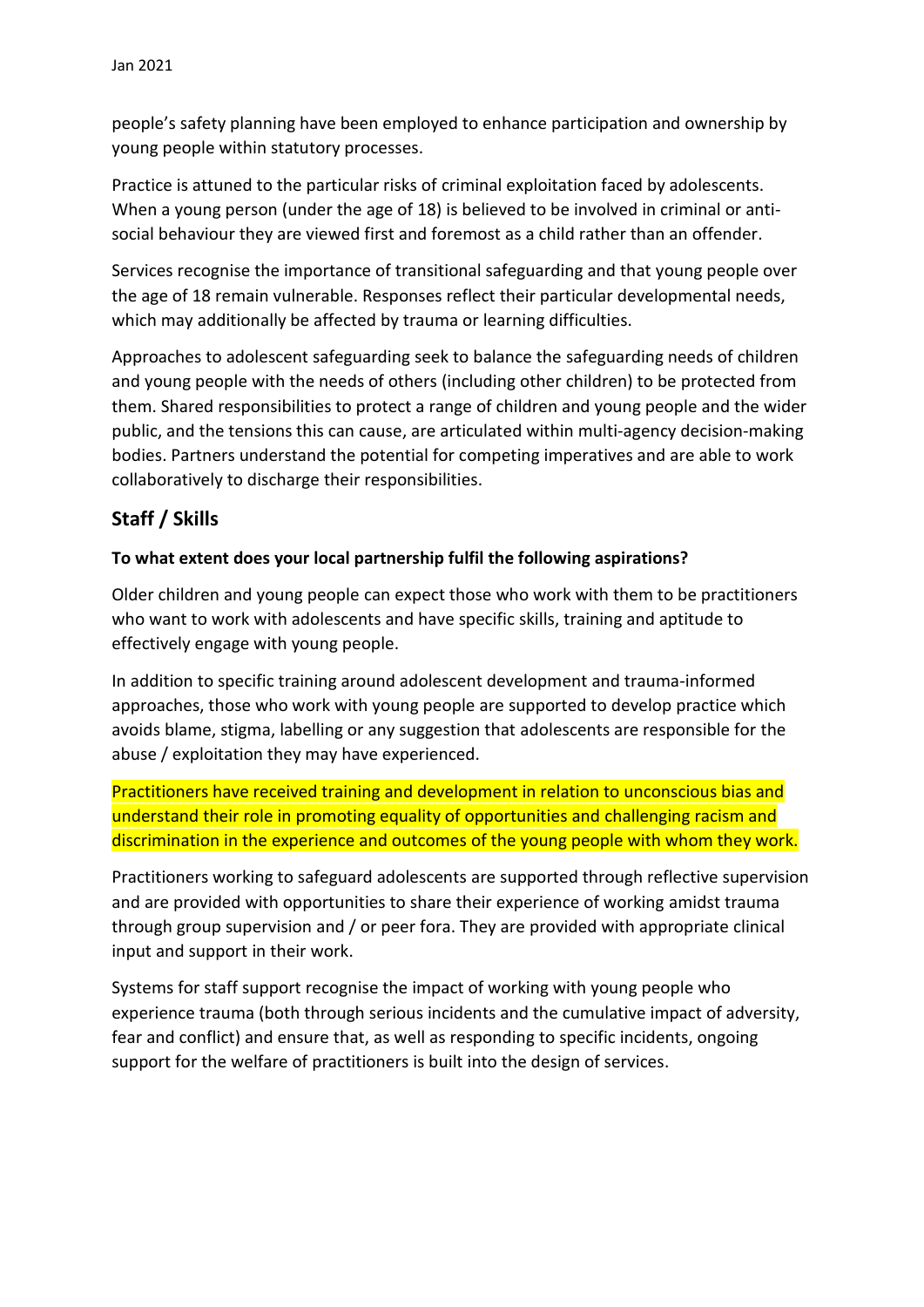people's safety planning have been employed to enhance participation and ownership by young people within statutory processes.

Practice is attuned to the particular risks of criminal exploitation faced by adolescents. When a young person (under the age of 18) is believed to be involved in criminal or anti-social behaviour they are viewed first and foremost as a child rather than an offender.

Services recognise the importance of transitional safeguarding and that young people over the age of 18 remain vulnerable. Responses reflect their particular developmental needs, which may additionally be affected by trauma or learning difficulties.

Approaches to adolescent safeguarding seek to balance the safeguarding needs of children and young people with the needs of others (including other children) to be protected from them. Shared responsibilities to protect a range of children and young people and the wider public, and the tensions this can cause, are articulated within multi-agency decision-making bodies. Partners understand the potential for competing imperatives and are able to work collaboratively to discharge their responsibilities.

## Staff / Skills

**To what extent does your local partnership fulfil the following aspirations?**

Older children and young people can expect those who work with them to be practitioners who want to work with adolescents and have specific skills, training and aptitude to effectively engage with young people.

In addition to specific training around adolescent development and trauma-informed approaches, those who work with young people are supported to develop practice which avoids blame, stigma, labelling or any suggestion that adolescents are responsible for the abuse / exploitation they may have experienced.

Practitioners have received training and development in relation to unconscious bias and understand their role in promoting equality of opportunities and challenging racism and discrimination in the experience and outcomes of the young people with whom they work.

Practitioners working to safeguard adolescents are supported through reflective supervision and are provided with opportunities to share their experience of working amidst trauma through group supervision and / or peer fora. They are provided with appropriate clinical input and support in their work.

Systems for staff support recognise the impact of working with young people who experience trauma (both through serious incidents and the cumulative impact of adversity, fear and conflict) and ensure that, as well as responding to specific incidents, ongoing support for the welfare of practitioners is built into the design of services.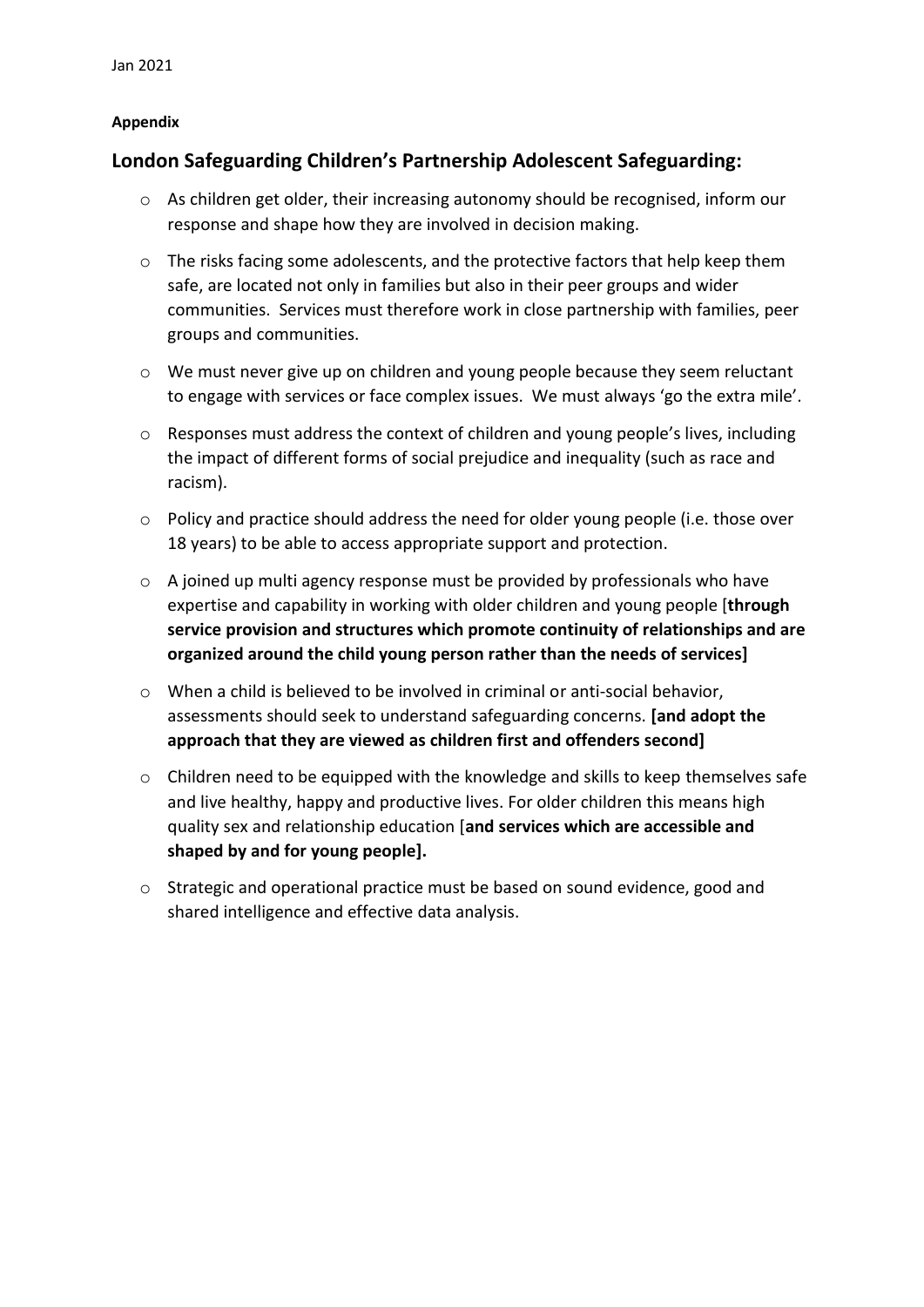Jan 2021

**Appendix**

## London Safeguarding Children's Partnership Adolescent Safeguarding:

- As children get older, their increasing autonomy should be recognised, inform our response and shape how they are involved in decision making.
- The risks facing some adolescents, and the protective factors that help keep them safe, are located not only in families but also in their peer groups and wider communities. Services must therefore work in close partnership with families, peer groups and communities.
- We must never give up on children and young people because they seem reluctant to engage with services or face complex issues. We must always 'go the extra mile'.
- Responses must address the context of children and young people's lives, including the impact of different forms of social prejudice and inequality (such as race and racism).
- Policy and practice should address the need for older young people (i.e. those over 18 years) to be able to access appropriate support and protection.
- A joined up multi agency response must be provided by professionals who have expertise and capability in working with older children and young people [**through service provision and structures which promote continuity of relationships and are organized around the child young person rather than the needs of services]**
- When a child is believed to be involved in criminal or anti-social behavior, assessments should seek to understand safeguarding concerns. **[and adopt the approach that they are viewed as children first and offenders second]**
- Children need to be equipped with the knowledge and skills to keep themselves safe and live healthy, happy and productive lives. For older children this means high quality sex and relationship education [**and services which are accessible and shaped by and for young people].**
- Strategic and operational practice must be based on sound evidence, good and shared intelligence and effective data analysis.